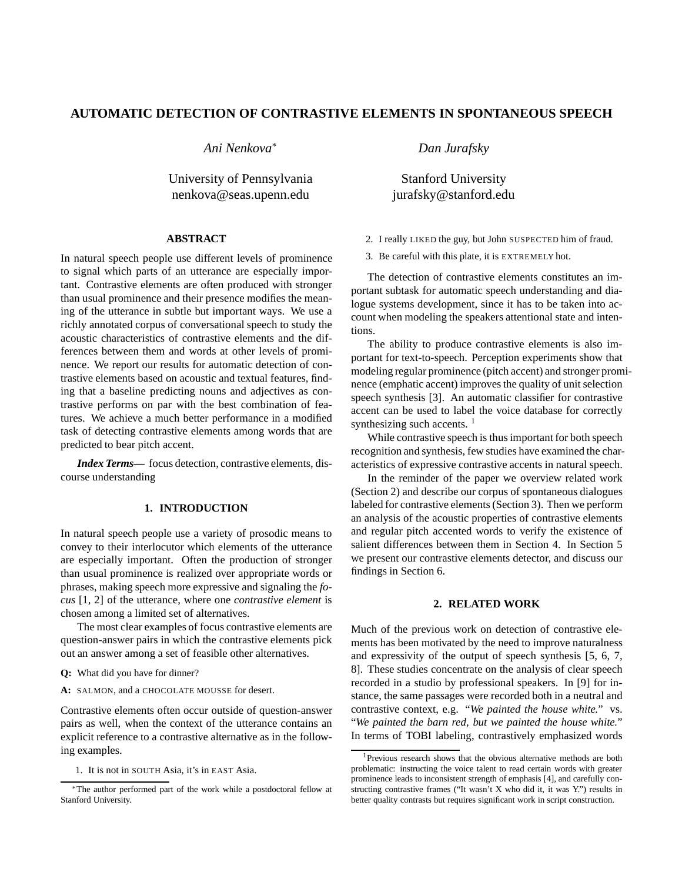# AUTOMATIC DETECTION OF CONTRASTIVE ELEMENTS IN SPONTANEOUS SPEECH

*Ani Nenkova*[*] — University of Pennsylvania, nenkova@seas.upenn.edu

*Dan Jurafsky* — Stanford University, jurafsky@stanford.edu

## ABSTRACT

In natural speech people use different levels of prominence to signal which parts of an utterance are especially important. Contrastive elements are often produced with stronger than usual prominence and their presence modifies the meaning of the utterance in subtle but important ways. We use a richly annotated corpus of conversational speech to study the acoustic characteristics of contrastive elements and the differences between them and words at other levels of prominence. We report our results for automatic detection of contrastive elements based on acoustic and textual features, finding that a baseline predicting nouns and adjectives as contrastive performs on par with the best combination of features. We achieve a much better performance in a modified task of detecting contrastive elements among words that are predicted to bear pitch accent.

***Index Terms*—** focus detection, contrastive elements, discourse understanding

## 1. INTRODUCTION

In natural speech people use a variety of prosodic means to convey to their interlocutor which elements of the utterance are especially important. Often the production of stronger than usual prominence is realized over appropriate words or phrases, making speech more expressive and signaling the *focus* [1, 2] of the utterance, where one *contrastive element* is chosen among a limited set of alternatives.

The most clear examples of focus contrastive elements are question-answer pairs in which the contrastive elements pick out an answer among a set of feasible other alternatives.

**Q:** What did you have for dinner?

**A:** SALMON, and a CHOCOLATE MOUSSE for desert.

Contrastive elements often occur outside of question-answer pairs as well, when the context of the utterance contains an explicit reference to a contrastive alternative as in the following examples.

1. It is not in SOUTH Asia, it's in EAST Asia.
2. I really LIKED the guy, but John SUSPECTED him of fraud.
3. Be careful with this plate, it is EXTREMELY hot.

The detection of contrastive elements constitutes an important subtask for automatic speech understanding and dialogue systems development, since it has to be taken into account when modeling the speakers attentional state and intentions.

The ability to produce contrastive elements is also important for text-to-speech. Perception experiments show that modeling regular prominence (pitch accent) and stronger prominence (emphatic accent) improves the quality of unit selection speech synthesis [3]. An automatic classifier for contrastive accent can be used to label the voice database for correctly synthesizing such accents. [1]

While contrastive speech is thus important for both speech recognition and synthesis, few studies have examined the characteristics of expressive contrastive accents in natural speech.

In the reminder of the paper we overview related work (Section 2) and describe our corpus of spontaneous dialogues labeled for contrastive elements (Section 3). Then we perform an analysis of the acoustic properties of contrastive elements and regular pitch accented words to verify the existence of salient differences between them in Section 4. In Section 5 we present our contrastive elements detector, and discuss our findings in Section 6.

## 2. RELATED WORK

Much of the previous work on detection of contrastive elements has been motivated by the need to improve naturalness and expressivity of the output of speech synthesis [5, 6, 7, 8]. These studies concentrate on the analysis of clear speech recorded in a studio by professional speakers. In [9] for instance, the same passages were recorded both in a neutral and contrastive context, e.g. "*We painted the house white.*" vs. "*We painted the barn red, but we painted the house white.*" In terms of TOBI labeling, contrastively emphasized words

[*] The author performed part of the work while a postdoctoral fellow at Stanford University.

[1] Previous research shows that the obvious alternative methods are both problematic: instructing the voice talent to read certain words with greater prominence leads to inconsistent strength of emphasis [4], and carefully constructing contrastive frames ("It wasn't X who did it, it was Y.") results in better quality contrasts but requires significant work in script construction.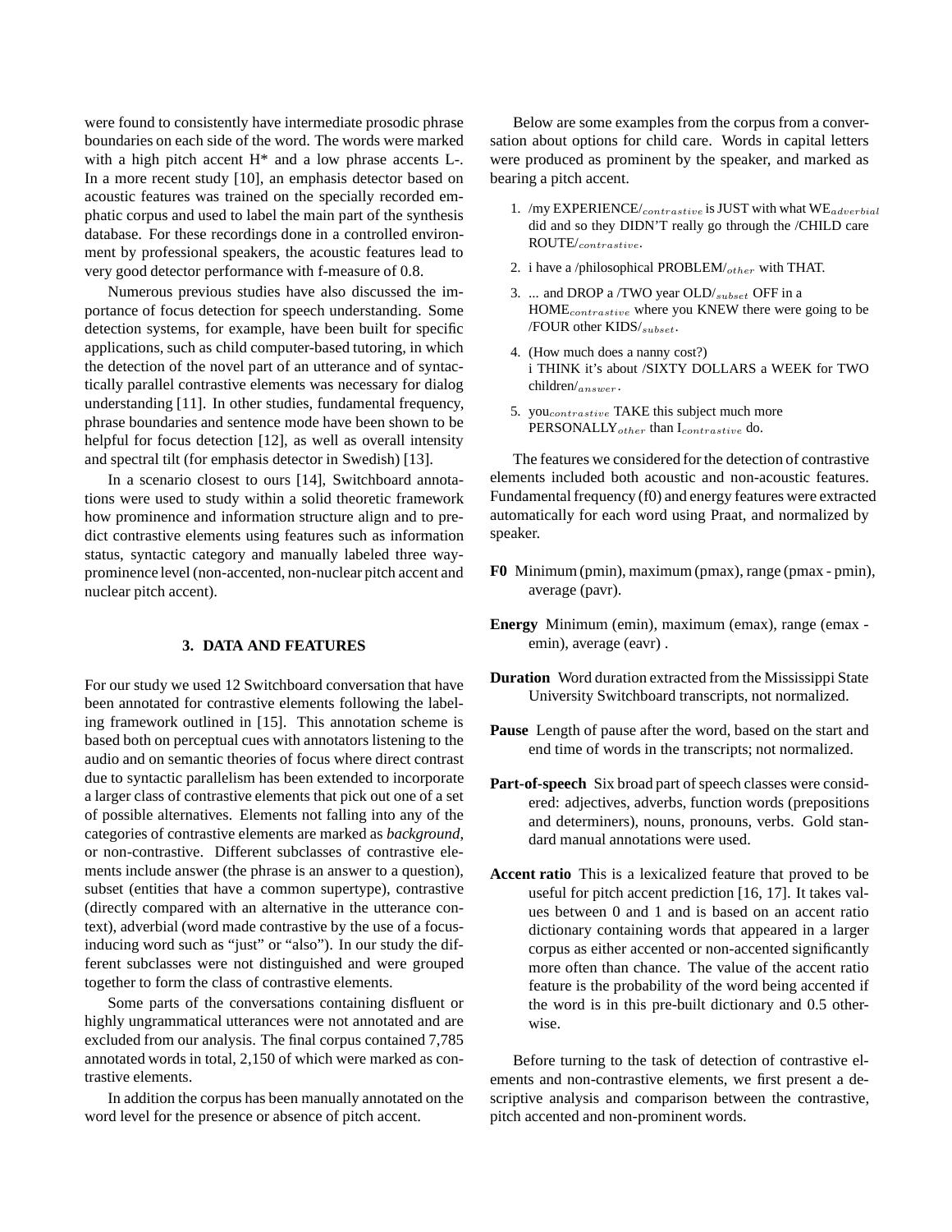were found to consistently have intermediate prosodic phrase boundaries on each side of the word. The words were marked with a high pitch accent H* and a low phrase accents L-. In a more recent study [10], an emphasis detector based on acoustic features was trained on the specially recorded emphatic corpus and used to label the main part of the synthesis database. For these recordings done in a controlled environment by professional speakers, the acoustic features lead to very good detector performance with f-measure of 0.8.

Numerous previous studies have also discussed the importance of focus detection for speech understanding. Some detection systems, for example, have been built for specific applications, such as child computer-based tutoring, in which the detection of the novel part of an utterance and of syntactically parallel contrastive elements was necessary for dialog understanding [11]. In other studies, fundamental frequency, phrase boundaries and sentence mode have been shown to be helpful for focus detection [12], as well as overall intensity and spectral tilt (for emphasis detector in Swedish) [13].

In a scenario closest to ours [14], Switchboard annotations were used to study within a solid theoretic framework how prominence and information structure align and to predict contrastive elements using features such as information status, syntactic category and manually labeled three way-prominence level (non-accented, non-nuclear pitch accent and nuclear pitch accent).

## 3. DATA AND FEATURES

For our study we used 12 Switchboard conversation that have been annotated for contrastive elements following the labeling framework outlined in [15]. This annotation scheme is based both on perceptual cues with annotators listening to the audio and on semantic theories of focus where direct contrast due to syntactic parallelism has been extended to incorporate a larger class of contrastive elements that pick out one of a set of possible alternatives. Elements not falling into any of the categories of contrastive elements are marked as *background*, or non-contrastive. Different subclasses of contrastive elements include answer (the phrase is an answer to a question), subset (entities that have a common supertype), contrastive (directly compared with an alternative in the utterance context), adverbial (word made contrastive by the use of a focus-inducing word such as "just" or "also"). In our study the different subclasses were not distinguished and were grouped together to form the class of contrastive elements.

Some parts of the conversations containing disfluent or highly ungrammatical utterances were not annotated and are excluded from our analysis. The final corpus contained 7,785 annotated words in total, 2,150 of which were marked as contrastive elements.

In addition the corpus has been manually annotated on the word level for the presence or absence of pitch accent.

Below are some examples from the corpus from a conversation about options for child care. Words in capital letters were produced as prominent by the speaker, and marked as bearing a pitch accent.

1. /my EXPERIENCE/$_{contrastive}$ is JUST with what WE$_{adverbial}$ did and so they DIDN'T really go through the /CHILD care ROUTE/$_{contrastive}$.
2. i have a /philosophical PROBLEM/$_{other}$ with THAT.
3. ... and DROP a /TWO year OLD/$_{subset}$ OFF in a HOME$_{contrastive}$ where you KNEW there were going to be /FOUR other KIDS/$_{subset}$.
4. (How much does a nanny cost?)
   i THINK it's about /SIXTY DOLLARS a WEEK for TWO children/$_{answer}$.
5. you$_{contrastive}$ TAKE this subject much more PERSONALLY$_{other}$ than I$_{contrastive}$ do.

The features we considered for the detection of contrastive elements included both acoustic and non-acoustic features. Fundamental frequency (f0) and energy features were extracted automatically for each word using Praat, and normalized by speaker.

**F0** Minimum (pmin), maximum (pmax), range (pmax - pmin), average (pavr).

**Energy** Minimum (emin), maximum (emax), range (emax - emin), average (eavr) .

**Duration** Word duration extracted from the Mississippi State University Switchboard transcripts, not normalized.

**Pause** Length of pause after the word, based on the start and end time of words in the transcripts; not normalized.

**Part-of-speech** Six broad part of speech classes were considered: adjectives, adverbs, function words (prepositions and determiners), nouns, pronouns, verbs. Gold standard manual annotations were used.

**Accent ratio** This is a lexicalized feature that proved to be useful for pitch accent prediction [16, 17]. It takes values between 0 and 1 and is based on an accent ratio dictionary containing words that appeared in a larger corpus as either accented or non-accented significantly more often than chance. The value of the accent ratio feature is the probability of the word being accented if the word is in this pre-built dictionary and 0.5 otherwise.

Before turning to the task of detection of contrastive elements and non-contrastive elements, we first present a descriptive analysis and comparison between the contrastive, pitch accented and non-prominent words.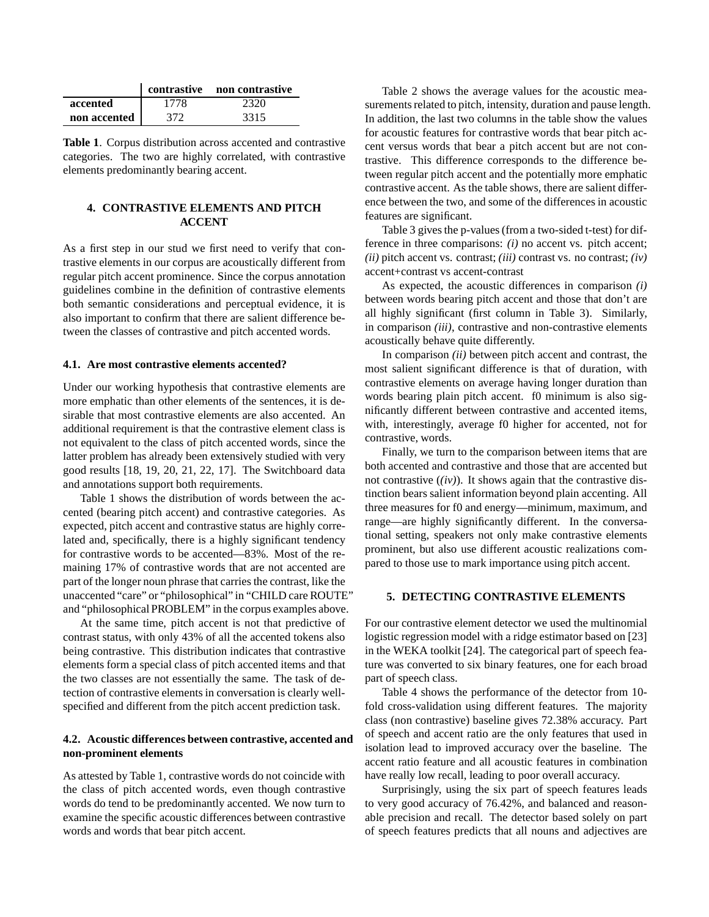| | contrastive | non contrastive |
|---|---|---|
| **accented** | 1778 | 2320 |
| **non accented** | 372 | 3315 |

**Table 1**. Corpus distribution across accented and contrastive categories. The two are highly correlated, with contrastive elements predominantly bearing accent.

## 4. CONTRASTIVE ELEMENTS AND PITCH ACCENT

As a first step in our stud we first need to verify that contrastive elements in our corpus are acoustically different from regular pitch accent prominence. Since the corpus annotation guidelines combine in the definition of contrastive elements both semantic considerations and perceptual evidence, it is also important to confirm that there are salient difference between the classes of contrastive and pitch accented words.

### 4.1. Are most contrastive elements accented?

Under our working hypothesis that contrastive elements are more emphatic than other elements of the sentences, it is desirable that most contrastive elements are also accented. An additional requirement is that the contrastive element class is not equivalent to the class of pitch accented words, since the latter problem has already been extensively studied with very good results [18, 19, 20, 21, 22, 17]. The Switchboard data and annotations support both requirements.

Table 1 shows the distribution of words between the accented (bearing pitch accent) and contrastive categories. As expected, pitch accent and contrastive status are highly correlated and, specifically, there is a highly significant tendency for contrastive words to be accented—83%. Most of the remaining 17% of contrastive words that are not accented are part of the longer noun phrase that carries the contrast, like the unaccented "care" or "philosophical" in "CHILD care ROUTE" and "philosophical PROBLEM" in the corpus examples above.

At the same time, pitch accent is not that predictive of contrast status, with only 43% of all the accented tokens also being contrastive. This distribution indicates that contrastive elements form a special class of pitch accented items and that the two classes are not essentially the same. The task of detection of contrastive elements in conversation is clearly well-specified and different from the pitch accent prediction task.

### 4.2. Acoustic differences between contrastive, accented and non-prominent elements

As attested by Table 1, contrastive words do not coincide with the class of pitch accented words, even though contrastive words do tend to be predominantly accented. We now turn to examine the specific acoustic differences between contrastive words and words that bear pitch accent.

Table 2 shows the average values for the acoustic measurements related to pitch, intensity, duration and pause length. In addition, the last two columns in the table show the values for acoustic features for contrastive words that bear pitch accent versus words that bear a pitch accent but are not contrastive. This difference corresponds to the difference between regular pitch accent and the potentially more emphatic contrastive accent. As the table shows, there are salient difference between the two, and some of the differences in acoustic features are significant.

Table 3 gives the p-values (from a two-sided t-test) for difference in three comparisons: *(i)* no accent vs. pitch accent; *(ii)* pitch accent vs. contrast; *(iii)* contrast vs. no contrast; *(iv)* accent+contrast vs accent-contrast

As expected, the acoustic differences in comparison *(i)* between words bearing pitch accent and those that don't are all highly significant (first column in Table 3). Similarly, in comparison *(iii)*, contrastive and non-contrastive elements acoustically behave quite differently.

In comparison *(ii)* between pitch accent and contrast, the most salient significant difference is that of duration, with contrastive elements on average having longer duration than words bearing plain pitch accent. f0 minimum is also significantly different between contrastive and accented items, with, interestingly, average f0 higher for accented, not for contrastive, words.

Finally, we turn to the comparison between items that are both accented and contrastive and those that are accented but not contrastive (*(iv)*). It shows again that the contrastive distinction bears salient information beyond plain accenting. All three measures for f0 and energy—minimum, maximum, and range—are highly significantly different. In the conversational setting, speakers not only make contrastive elements prominent, but also use different acoustic realizations compared to those use to mark importance using pitch accent.

## 5. DETECTING CONTRASTIVE ELEMENTS

For our contrastive element detector we used the multinomial logistic regression model with a ridge estimator based on [23] in the WEKA toolkit [24]. The categorical part of speech feature was converted to six binary features, one for each broad part of speech class.

Table 4 shows the performance of the detector from 10-fold cross-validation using different features. The majority class (non contrastive) baseline gives 72.38% accuracy. Part of speech and accent ratio are the only features that used in isolation lead to improved accuracy over the baseline. The accent ratio feature and all acoustic features in combination have really low recall, leading to poor overall accuracy.

Surprisingly, using the six part of speech features leads to very good accuracy of 76.42%, and balanced and reasonable precision and recall. The detector based solely on part of speech features predicts that all nouns and adjectives are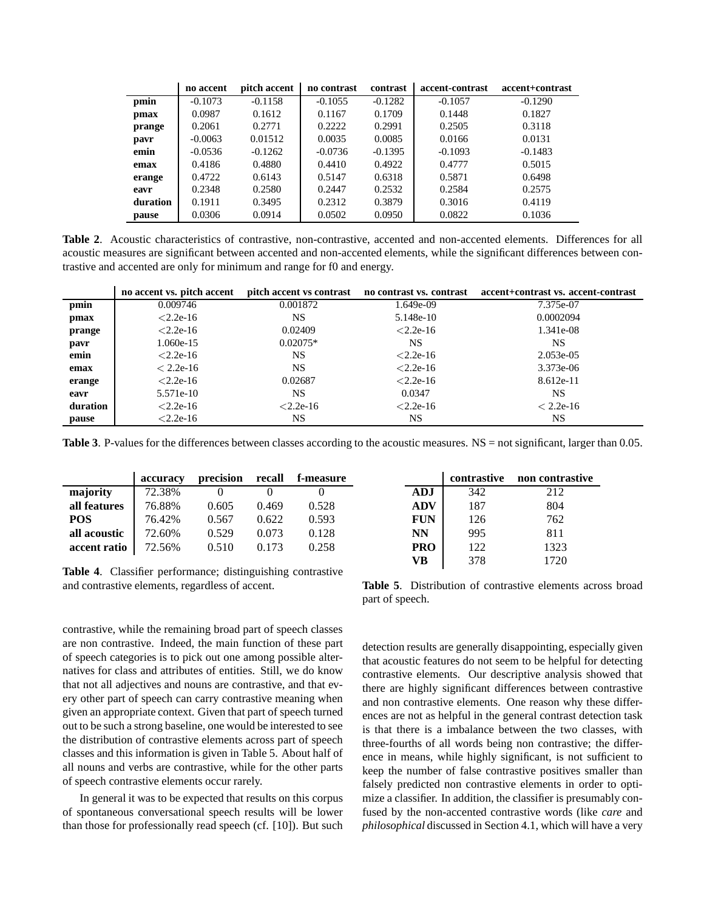|  | no accent | pitch accent | no contrast | contrast | accent-contrast | accent+contrast |
|---|---|---|---|---|---|---|
| **pmin** | -0.1073 | -0.1158 | -0.1055 | -0.1282 | -0.1057 | -0.1290 |
| **pmax** | 0.0987 | 0.1612 | 0.1167 | 0.1709 | 0.1448 | 0.1827 |
| **prange** | 0.2061 | 0.2771 | 0.2222 | 0.2991 | 0.2505 | 0.3118 |
| **pavr** | -0.0063 | 0.01512 | 0.0035 | 0.0085 | 0.0166 | 0.0131 |
| **emin** | -0.0536 | -0.1262 | -0.0736 | -0.1395 | -0.1093 | -0.1483 |
| **emax** | 0.4186 | 0.4880 | 0.4410 | 0.4922 | 0.4777 | 0.5015 |
| **erange** | 0.4722 | 0.6143 | 0.5147 | 0.6318 | 0.5871 | 0.6498 |
| **eavr** | 0.2348 | 0.2580 | 0.2447 | 0.2532 | 0.2584 | 0.2575 |
| **duration** | 0.1911 | 0.3495 | 0.2312 | 0.3879 | 0.3016 | 0.4119 |
| **pause** | 0.0306 | 0.0914 | 0.0502 | 0.0950 | 0.0822 | 0.1036 |

**Table 2**. Acoustic characteristics of contrastive, non-contrastive, accented and non-accented elements. Differences for all acoustic measures are significant between accented and non-accented elements, while the significant differences between contrastive and accented are only for minimum and range for f0 and energy.

|  | no accent vs. pitch accent | pitch accent vs contrast | no contrast vs. contrast | accent+contrast vs. accent-contrast |
|---|---|---|---|---|
| **pmin** | 0.009746 | 0.001872 | 1.649e-09 | 7.375e-07 |
| **pmax** | <2.2e-16 | NS | 5.148e-10 | 0.0002094 |
| **prange** | <2.2e-16 | 0.02409 | <2.2e-16 | 1.341e-08 |
| **pavr** | 1.060e-15 | 0.02075* | NS | NS |
| **emin** | <2.2e-16 | NS | <2.2e-16 | 2.053e-05 |
| **emax** | < 2.2e-16 | NS | <2.2e-16 | 3.373e-06 |
| **erange** | <2.2e-16 | 0.02687 | <2.2e-16 | 8.612e-11 |
| **eavr** | 5.571e-10 | NS | 0.0347 | NS |
| **duration** | <2.2e-16 | <2.2e-16 | <2.2e-16 | < 2.2e-16 |
| **pause** | <2.2e-16 | NS | NS | NS |

**Table 3**. P-values for the differences between classes according to the acoustic measures. NS = not significant, larger than 0.05.

|  | accuracy | precision | recall | f-measure |
|---|---|---|---|---|
| **majority** | 72.38% | 0 | 0 | 0 |
| **all features** | 76.88% | 0.605 | 0.469 | 0.528 |
| **POS** | 76.42% | 0.567 | 0.622 | 0.593 |
| **all acoustic** | 72.60% | 0.529 | 0.073 | 0.128 |
| **accent ratio** | 72.56% | 0.510 | 0.173 | 0.258 |

**Table 4**. Classifier performance; distinguishing contrastive and contrastive elements, regardless of accent.

|  | contrastive | non contrastive |
|---|---|---|
| **ADJ** | 342 | 212 |
| **ADV** | 187 | 804 |
| **FUN** | 126 | 762 |
| **NN** | 995 | 811 |
| **PRO** | 122 | 1323 |
| **VB** | 378 | 1720 |

**Table 5**. Distribution of contrastive elements across broad part of speech.

contrastive, while the remaining broad part of speech classes are non contrastive. Indeed, the main function of these part of speech categories is to pick out one among possible alternatives for class and attributes of entities. Still, we do know that not all adjectives and nouns are contrastive, and that every other part of speech can carry contrastive meaning when given an appropriate context. Given that part of speech turned out to be such a strong baseline, one would be interested to see the distribution of contrastive elements across part of speech classes and this information is given in Table 5. About half of all nouns and verbs are contrastive, while for the other parts of speech contrastive elements occur rarely.

In general it was to be expected that results on this corpus of spontaneous conversational speech results will be lower than those for professionally read speech (cf. [10]). But such detection results are generally disappointing, especially given that acoustic features do not seem to be helpful for detecting contrastive elements. Our descriptive analysis showed that there are highly significant differences between contrastive and non contrastive elements. One reason why these differences are not as helpful in the general contrast detection task is that there is a imbalance between the two classes, with three-fourths of all words being non contrastive; the difference in means, while highly significant, is not sufficient to keep the number of false contrastive positives smaller than falsely predicted non contrastive elements in order to optimize a classifier. In addition, the classifier is presumably confused by the non-accented contrastive words (like *care* and *philosophical* discussed in Section 4.1, which will have a very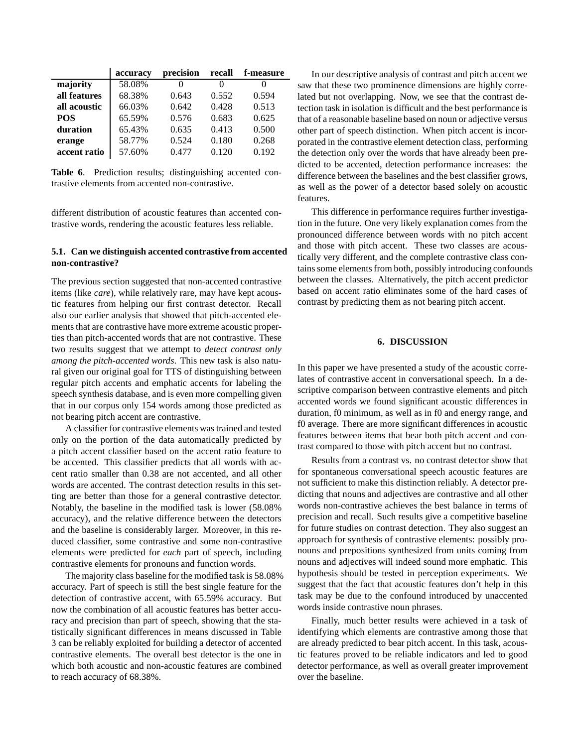| | accuracy | precision | recall | f-measure |
|---|---|---|---|---|
| **majority** | 58.08% | 0 | 0 | 0 |
| **all features** | 68.38% | 0.643 | 0.552 | 0.594 |
| **all acoustic** | 66.03% | 0.642 | 0.428 | 0.513 |
| **POS** | 65.59% | 0.576 | 0.683 | 0.625 |
| **duration** | 65.43% | 0.635 | 0.413 | 0.500 |
| **erange** | 58.77% | 0.524 | 0.180 | 0.268 |
| **accent ratio** | 57.60% | 0.477 | 0.120 | 0.192 |

**Table 6**. Prediction results; distinguishing accented contrastive elements from accented non-contrastive.

different distribution of acoustic features than accented contrastive words, rendering the acoustic features less reliable.

### 5.1. Can we distinguish accented contrastive from accented non-contrastive?

The previous section suggested that non-accented contrastive items (like *care*), while relatively rare, may have kept acoustic features from helping our first contrast detector. Recall also our earlier analysis that showed that pitch-accented elements that are contrastive have more extreme acoustic properties than pitch-accented words that are not contrastive. These two results suggest that we attempt to *detect contrast only among the pitch-accented words*. This new task is also natural given our original goal for TTS of distinguishing between regular pitch accents and emphatic accents for labeling the speech synthesis database, and is even more compelling given that in our corpus only 154 words among those predicted as not bearing pitch accent are contrastive.

A classifier for contrastive elements was trained and tested only on the portion of the data automatically predicted by a pitch accent classifier based on the accent ratio feature to be accented. This classifier predicts that all words with accent ratio smaller than 0.38 are not accented, and all other words are accented. The contrast detection results in this setting are better than those for a general contrastive detector. Notably, the baseline in the modified task is lower (58.08% accuracy), and the relative difference between the detectors and the baseline is considerably larger. Moreover, in this reduced classifier, some contrastive and some non-contrastive elements were predicted for *each* part of speech, including contrastive elements for pronouns and function words.

The majority class baseline for the modified task is 58.08% accuracy. Part of speech is still the best single feature for the detection of contrastive accent, with 65.59% accuracy. But now the combination of all acoustic features has better accuracy and precision than part of speech, showing that the statistically significant differences in means discussed in Table 3 can be reliably exploited for building a detector of accented contrastive elements. The overall best detector is the one in which both acoustic and non-acoustic features are combined to reach accuracy of 68.38%.

In our descriptive analysis of contrast and pitch accent we saw that these two prominence dimensions are highly correlated but not overlapping. Now, we see that the contrast detection task in isolation is difficult and the best performance is that of a reasonable baseline based on noun or adjective versus other part of speech distinction. When pitch accent is incorporated in the contrastive element detection class, performing the detection only over the words that have already been predicted to be accented, detection performance increases: the difference between the baselines and the best classifier grows, as well as the power of a detector based solely on acoustic features.

This difference in performance requires further investigation in the future. One very likely explanation comes from the pronounced difference between words with no pitch accent and those with pitch accent. These two classes are acoustically very different, and the complete contrastive class contains some elements from both, possibly introducing confounds between the classes. Alternatively, the pitch accent predictor based on accent ratio eliminates some of the hard cases of contrast by predicting them as not bearing pitch accent.

## 6. DISCUSSION

In this paper we have presented a study of the acoustic correlates of contrastive accent in conversational speech. In a descriptive comparison between contrastive elements and pitch accented words we found significant acoustic differences in duration, f0 minimum, as well as in f0 and energy range, and f0 average. There are more significant differences in acoustic features between items that bear both pitch accent and contrast compared to those with pitch accent but no contrast.

Results from a contrast vs. no contrast detector show that for spontaneous conversational speech acoustic features are not sufficient to make this distinction reliably. A detector predicting that nouns and adjectives are contrastive and all other words non-contrastive achieves the best balance in terms of precision and recall. Such results give a competitive baseline for future studies on contrast detection. They also suggest an approach for synthesis of contrastive elements: possibly pronouns and prepositions synthesized from units coming from nouns and adjectives will indeed sound more emphatic. This hypothesis should be tested in perception experiments. We suggest that the fact that acoustic features don't help in this task may be due to the confound introduced by unaccented words inside contrastive noun phrases.

Finally, much better results were achieved in a task of identifying which elements are contrastive among those that are already predicted to bear pitch accent. In this task, acoustic features proved to be reliable indicators and led to good detector performance, as well as overall greater improvement over the baseline.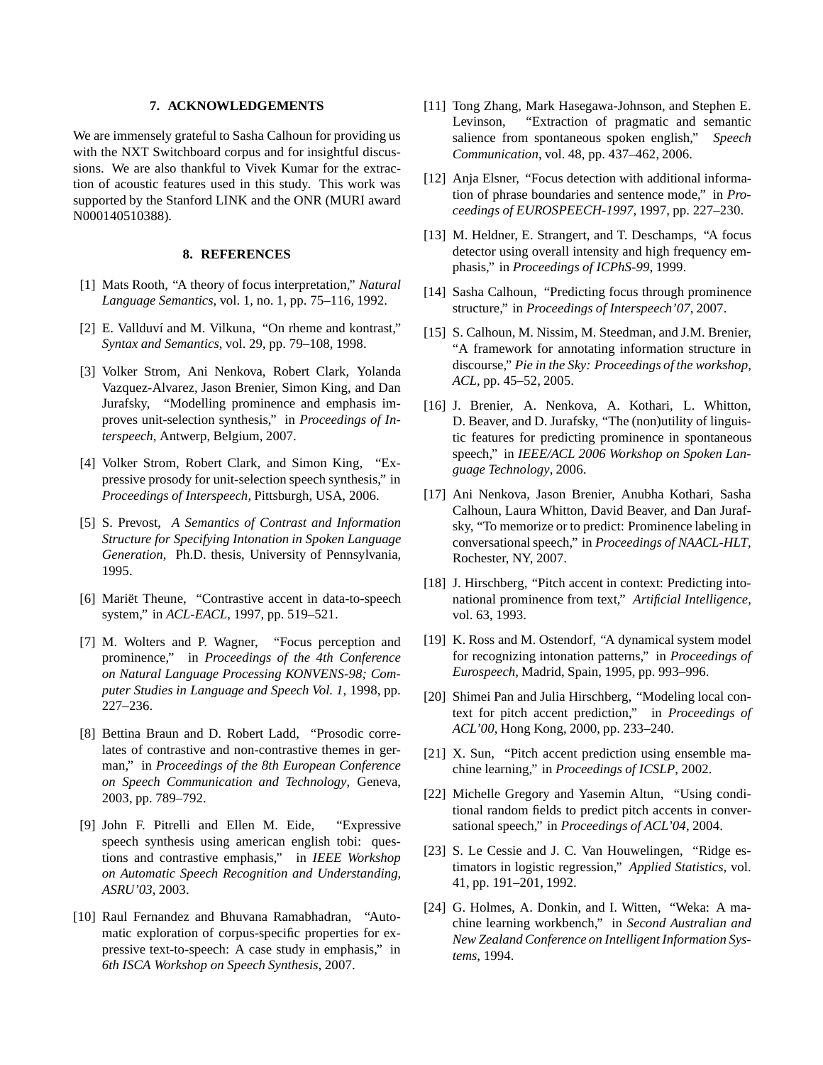## 7. ACKNOWLEDGEMENTS

We are immensely grateful to Sasha Calhoun for providing us with the NXT Switchboard corpus and for insightful discussions. We are also thankful to Vivek Kumar for the extraction of acoustic features used in this study. This work was supported by the Stanford LINK and the ONR (MURI award N000140510388).

## 8. REFERENCES

[1] Mats Rooth, "A theory of focus interpretation," *Natural Language Semantics*, vol. 1, no. 1, pp. 75–116, 1992.

[2] E. Vallduví and M. Vilkuna, "On rheme and kontrast," *Syntax and Semantics*, vol. 29, pp. 79–108, 1998.

[3] Volker Strom, Ani Nenkova, Robert Clark, Yolanda Vazquez-Alvarez, Jason Brenier, Simon King, and Dan Jurafsky, "Modelling prominence and emphasis improves unit-selection synthesis," in *Proceedings of Interspeech*, Antwerp, Belgium, 2007.

[4] Volker Strom, Robert Clark, and Simon King, "Expressive prosody for unit-selection speech synthesis," in *Proceedings of Interspeech*, Pittsburgh, USA, 2006.

[5] S. Prevost, *A Semantics of Contrast and Information Structure for Specifying Intonation in Spoken Language Generation*, Ph.D. thesis, University of Pennsylvania, 1995.

[6] Mariët Theune, "Contrastive accent in data-to-speech system," in *ACL-EACL*, 1997, pp. 519–521.

[7] M. Wolters and P. Wagner, "Focus perception and prominence," in *Proceedings of the 4th Conference on Natural Language Processing KONVENS-98; Computer Studies in Language and Speech Vol. 1*, 1998, pp. 227–236.

[8] Bettina Braun and D. Robert Ladd, "Prosodic correlates of contrastive and non-contrastive themes in german," in *Proceedings of the 8th European Conference on Speech Communication and Technology*, Geneva, 2003, pp. 789–792.

[9] John F. Pitrelli and Ellen M. Eide, "Expressive speech synthesis using american english tobi: questions and contrastive emphasis," in *IEEE Workshop on Automatic Speech Recognition and Understanding, ASRU'03*, 2003.

[10] Raul Fernandez and Bhuvana Ramabhadran, "Automatic exploration of corpus-specific properties for expressive text-to-speech: A case study in emphasis," in *6th ISCA Workshop on Speech Synthesis*, 2007.

[11] Tong Zhang, Mark Hasegawa-Johnson, and Stephen E. Levinson, "Extraction of pragmatic and semantic salience from spontaneous spoken english," *Speech Communication*, vol. 48, pp. 437–462, 2006.

[12] Anja Elsner, "Focus detection with additional information of phrase boundaries and sentence mode," in *Proceedings of EUROSPEECH-1997*, 1997, pp. 227–230.

[13] M. Heldner, E. Strangert, and T. Deschamps, "A focus detector using overall intensity and high frequency emphasis," in *Proceedings of ICPhS-99*, 1999.

[14] Sasha Calhoun, "Predicting focus through prominence structure," in *Proceedings of Interspeech'07*, 2007.

[15] S. Calhoun, M. Nissim, M. Steedman, and J.M. Brenier, "A framework for annotating information structure in discourse," *Pie in the Sky: Proceedings of the workshop, ACL*, pp. 45–52, 2005.

[16] J. Brenier, A. Nenkova, A. Kothari, L. Whitton, D. Beaver, and D. Jurafsky, "The (non)utility of linguistic features for predicting prominence in spontaneous speech," in *IEEE/ACL 2006 Workshop on Spoken Language Technology*, 2006.

[17] Ani Nenkova, Jason Brenier, Anubha Kothari, Sasha Calhoun, Laura Whitton, David Beaver, and Dan Jurafsky, "To memorize or to predict: Prominence labeling in conversational speech," in *Proceedings of NAACL-HLT*, Rochester, NY, 2007.

[18] J. Hirschberg, "Pitch accent in context: Predicting intonational prominence from text," *Artificial Intelligence*, vol. 63, 1993.

[19] K. Ross and M. Ostendorf, "A dynamical system model for recognizing intonation patterns," in *Proceedings of Eurospeech*, Madrid, Spain, 1995, pp. 993–996.

[20] Shimei Pan and Julia Hirschberg, "Modeling local context for pitch accent prediction," in *Proceedings of ACL'00*, Hong Kong, 2000, pp. 233–240.

[21] X. Sun, "Pitch accent prediction using ensemble machine learning," in *Proceedings of ICSLP*, 2002.

[22] Michelle Gregory and Yasemin Altun, "Using conditional random fields to predict pitch accents in conversational speech," in *Proceedings of ACL'04*, 2004.

[23] S. Le Cessie and J. C. Van Houwelingen, "Ridge estimators in logistic regression," *Applied Statistics*, vol. 41, pp. 191–201, 1992.

[24] G. Holmes, A. Donkin, and I. Witten, "Weka: A machine learning workbench," in *Second Australian and New Zealand Conference on Intelligent Information Systems*, 1994.